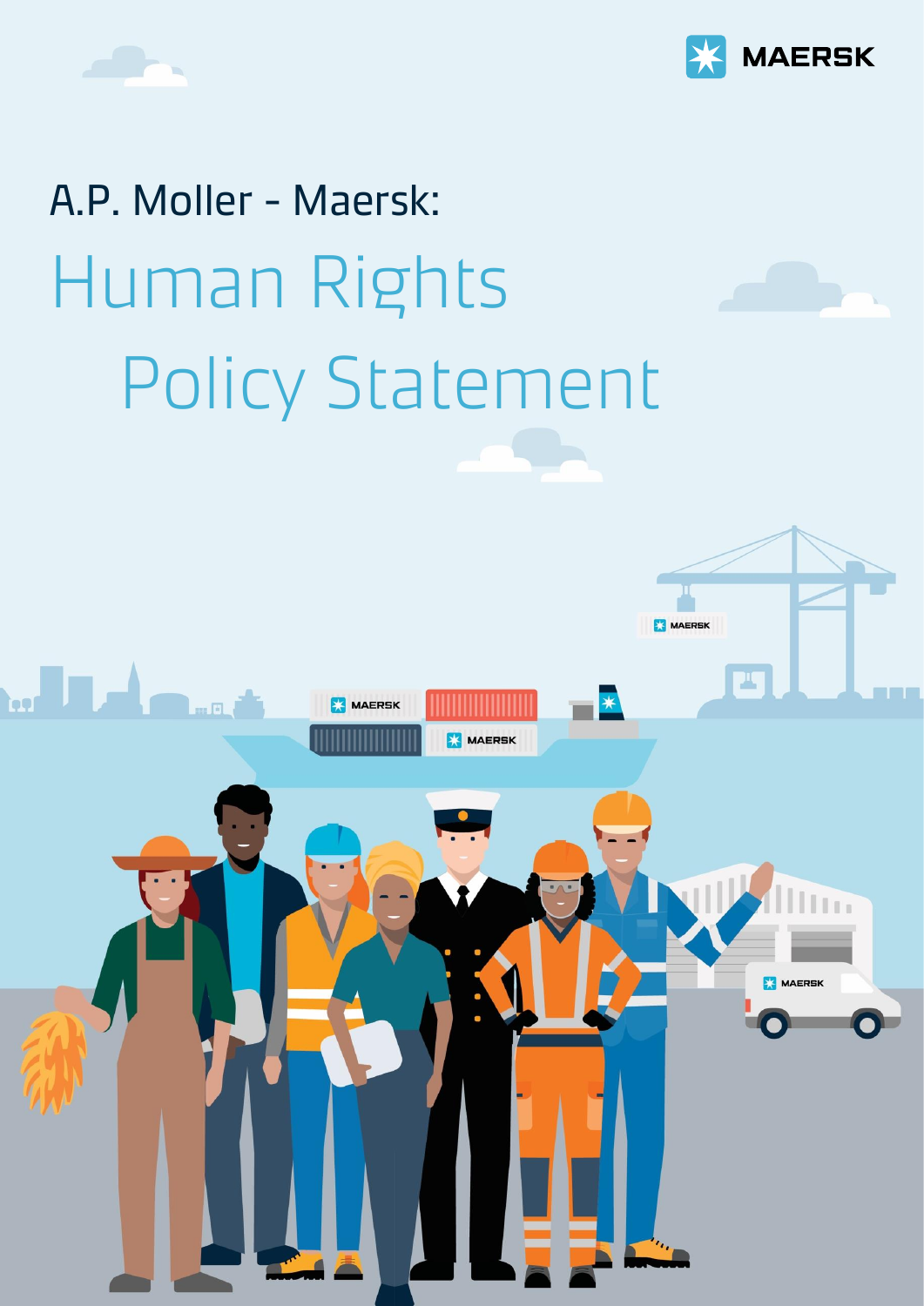MAERSK

# A.P. Moller - Maersk:

# Human Rights Policy Statement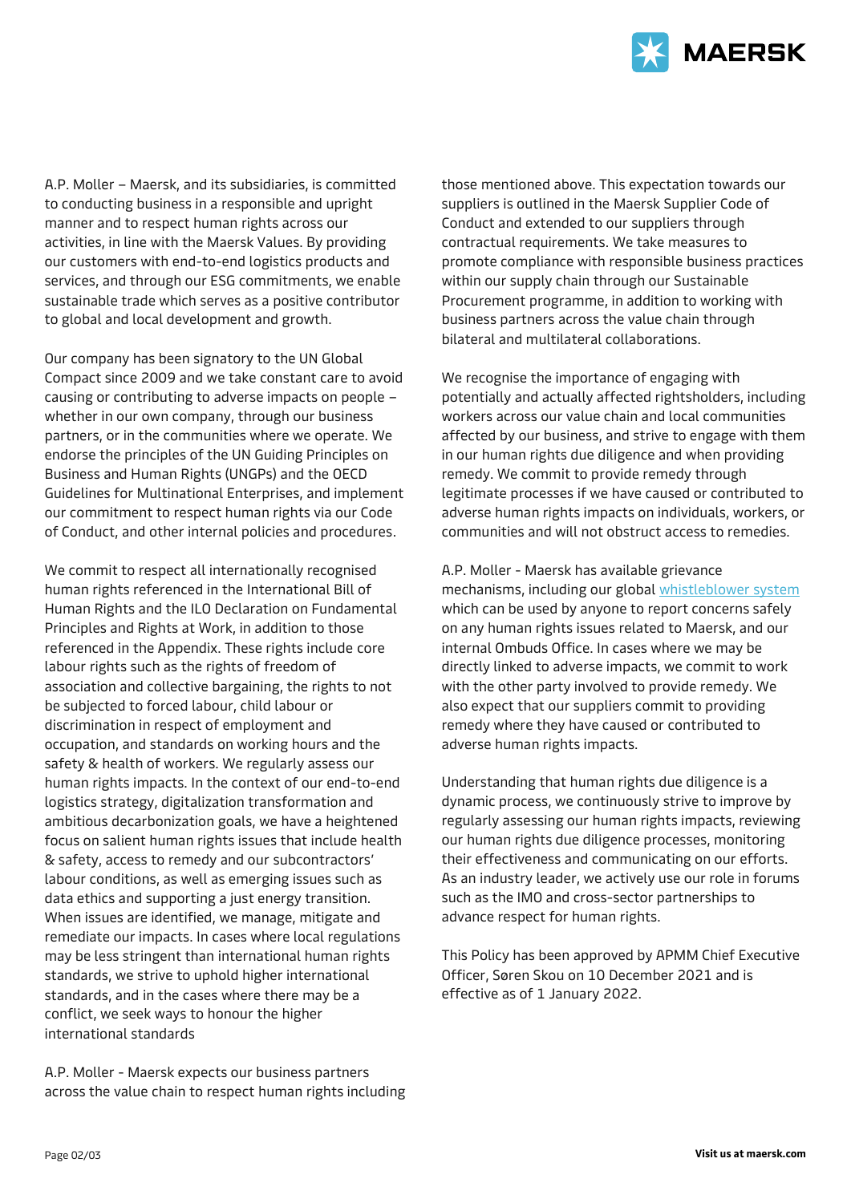A.P. Moller – Maersk, and its subsidiaries, is committed to conducting business in a responsible and upright manner and to respect human rights across our activities, in line with the Maersk Values. By providing our customers with end-to-end logistics products and services, and through our ESG commitments, we enable sustainable trade which serves as a positive contributor to global and local development and growth.

Our company has been signatory to the UN Global Compact since 2009 and we take constant care to avoid causing or contributing to adverse impacts on people – whether in our own company, through our business partners, or in the communities where we operate. We endorse the principles of the UN Guiding Principles on Business and Human Rights (UNGPs) and the OECD Guidelines for Multinational Enterprises, and implement our commitment to respect human rights via our Code of Conduct, and other internal policies and procedures.

We commit to respect all internationally recognised human rights referenced in the International Bill of Human Rights and the ILO Declaration on Fundamental Principles and Rights at Work, in addition to those referenced in the Appendix. These rights include core labour rights such as the rights of freedom of association and collective bargaining, the rights to not be subjected to forced labour, child labour or discrimination in respect of employment and occupation, and standards on working hours and the safety & health of workers. We regularly assess our human rights impacts. In the context of our end-to-end logistics strategy, digitalization transformation and ambitious decarbonization goals, we have a heightened focus on salient human rights issues that include health & safety, access to remedy and our subcontractors' labour conditions, as well as emerging issues such as data ethics and supporting a just energy transition. When issues are identified, we manage, mitigate and remediate our impacts. In cases where local regulations may be less stringent than international human rights standards, we strive to uphold higher international standards, and in the cases where there may be a conflict, we seek ways to honour the higher international standards

A.P. Moller - Maersk expects our business partners across the value chain to respect human rights including those mentioned above. This expectation towards our suppliers is outlined in the Maersk Supplier Code of Conduct and extended to our suppliers through contractual requirements. We take measures to promote compliance with responsible business practices within our supply chain through our Sustainable Procurement programme, in addition to working with business partners across the value chain through bilateral and multilateral collaborations.

We recognise the importance of engaging with potentially and actually affected rightsholders, including workers across our value chain and local communities affected by our business, and strive to engage with them in our human rights due diligence and when providing remedy. We commit to provide remedy through legitimate processes if we have caused or contributed to adverse human rights impacts on individuals, workers, or communities and will not obstruct access to remedies.

A.P. Moller - Maersk has available grievance mechanisms, including our global whistleblower system which can be used by anyone to report concerns safely on any human rights issues related to Maersk, and our internal Ombuds Office. In cases where we may be directly linked to adverse impacts, we commit to work with the other party involved to provide remedy. We also expect that our suppliers commit to providing remedy where they have caused or contributed to adverse human rights impacts.

Understanding that human rights due diligence is a dynamic process, we continuously strive to improve by regularly assessing our human rights impacts, reviewing our human rights due diligence processes, monitoring their effectiveness and communicating on our efforts. As an industry leader, we actively use our role in forums such as the IMO and cross-sector partnerships to advance respect for human rights.

This Policy has been approved by APMM Chief Executive Officer, Søren Skou on 10 December 2021 and is effective as of 1 January 2022.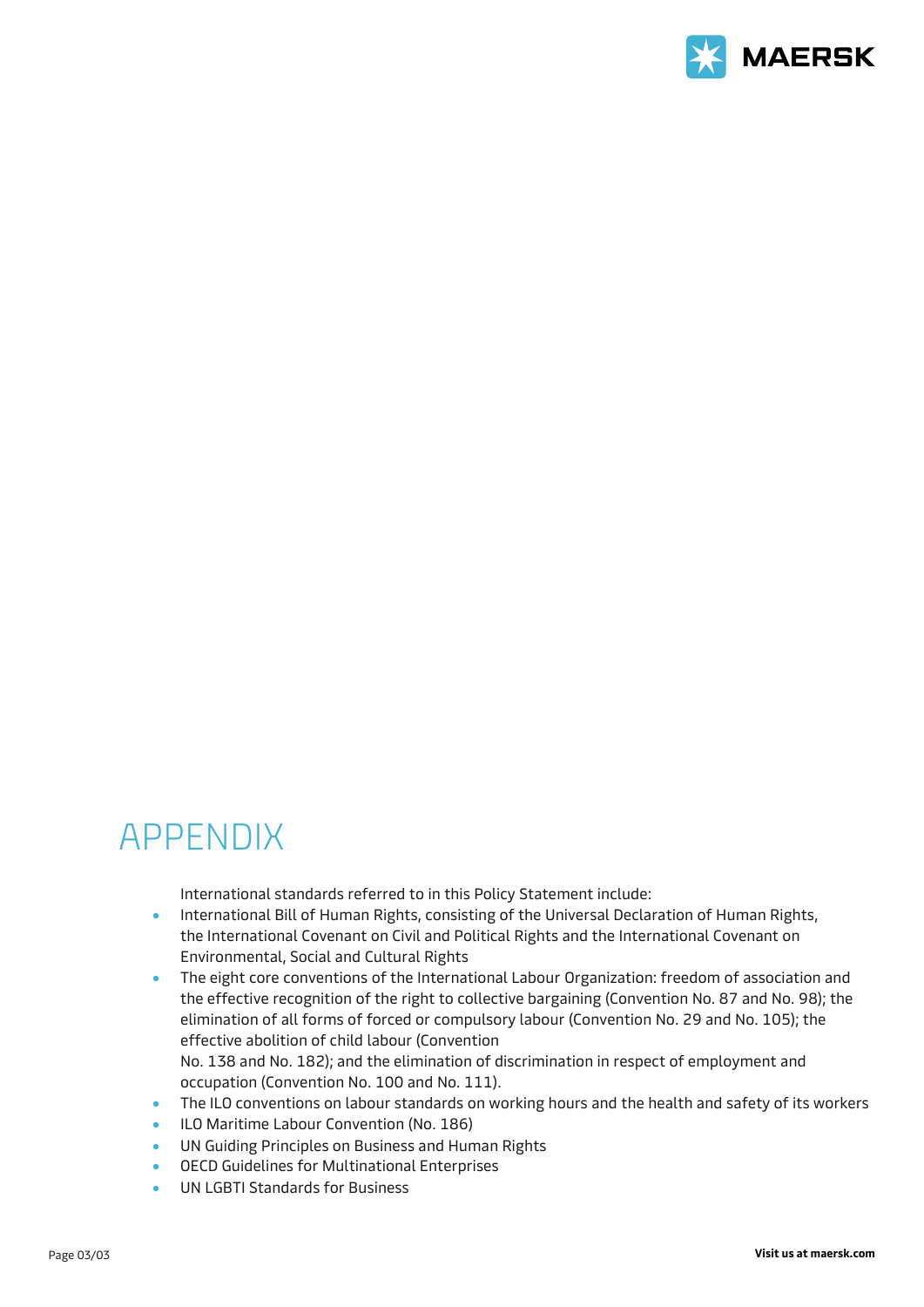# APPENDIX

International standards referred to in this Policy Statement include:

- International Bill of Human Rights, consisting of the Universal Declaration of Human Rights, the International Covenant on Civil and Political Rights and the International Covenant on Environmental, Social and Cultural Rights
- The eight core conventions of the International Labour Organization: freedom of association and the effective recognition of the right to collective bargaining (Convention No. 87 and No. 98); the elimination of all forms of forced or compulsory labour (Convention No. 29 and No. 105); the effective abolition of child labour (Convention No. 138 and No. 182); and the elimination of discrimination in respect of employment and occupation (Convention No. 100 and No. 111).
- The ILO conventions on labour standards on working hours and the health and safety of its workers
- ILO Maritime Labour Convention (No. 186)
- UN Guiding Principles on Business and Human Rights
- OECD Guidelines for Multinational Enterprises
- UN LGBTI Standards for Business